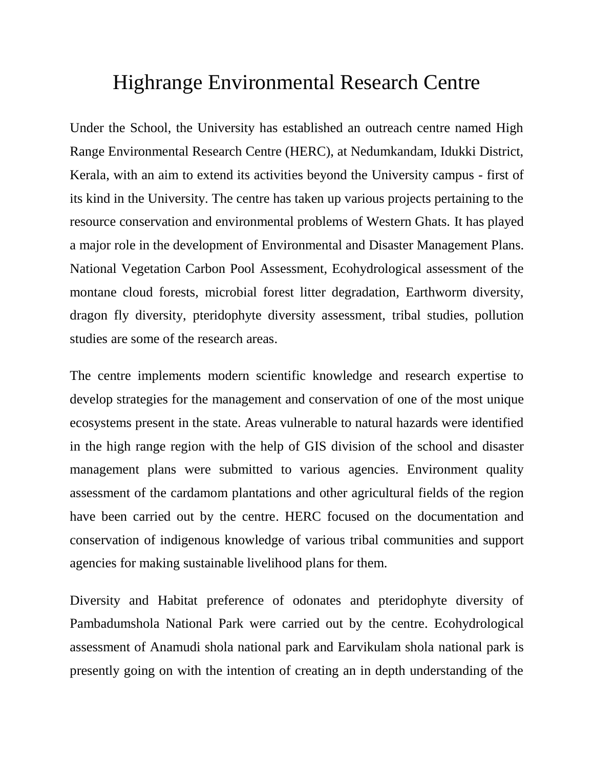# Highrange Environmental Research Centre

Under the School, the University has established an outreach centre named High Range Environmental Research Centre (HERC), at Nedumkandam, Idukki District, Kerala, with an aim to extend its activities beyond the University campus - first of its kind in the University. The centre has taken up various projects pertaining to the resource conservation and environmental problems of Western Ghats. It has played a major role in the development of Environmental and Disaster Management Plans. National Vegetation Carbon Pool Assessment, Ecohydrological assessment of the montane cloud forests, microbial forest litter degradation, Earthworm diversity, dragon fly diversity, pteridophyte diversity assessment, tribal studies, pollution studies are some of the research areas.

The centre implements modern scientific knowledge and research expertise to develop strategies for the management and conservation of one of the most unique ecosystems present in the state. Areas vulnerable to natural hazards were identified in the high range region with the help of GIS division of the school and disaster management plans were submitted to various agencies. Environment quality assessment of the cardamom plantations and other agricultural fields of the region have been carried out by the centre. HERC focused on the documentation and conservation of indigenous knowledge of various tribal communities and support agencies for making sustainable livelihood plans for them.

Diversity and Habitat preference of odonates and pteridophyte diversity of Pambadumshola National Park were carried out by the centre. Ecohydrological assessment of Anamudi shola national park and Earvikulam shola national park is presently going on with the intention of creating an in depth understanding of the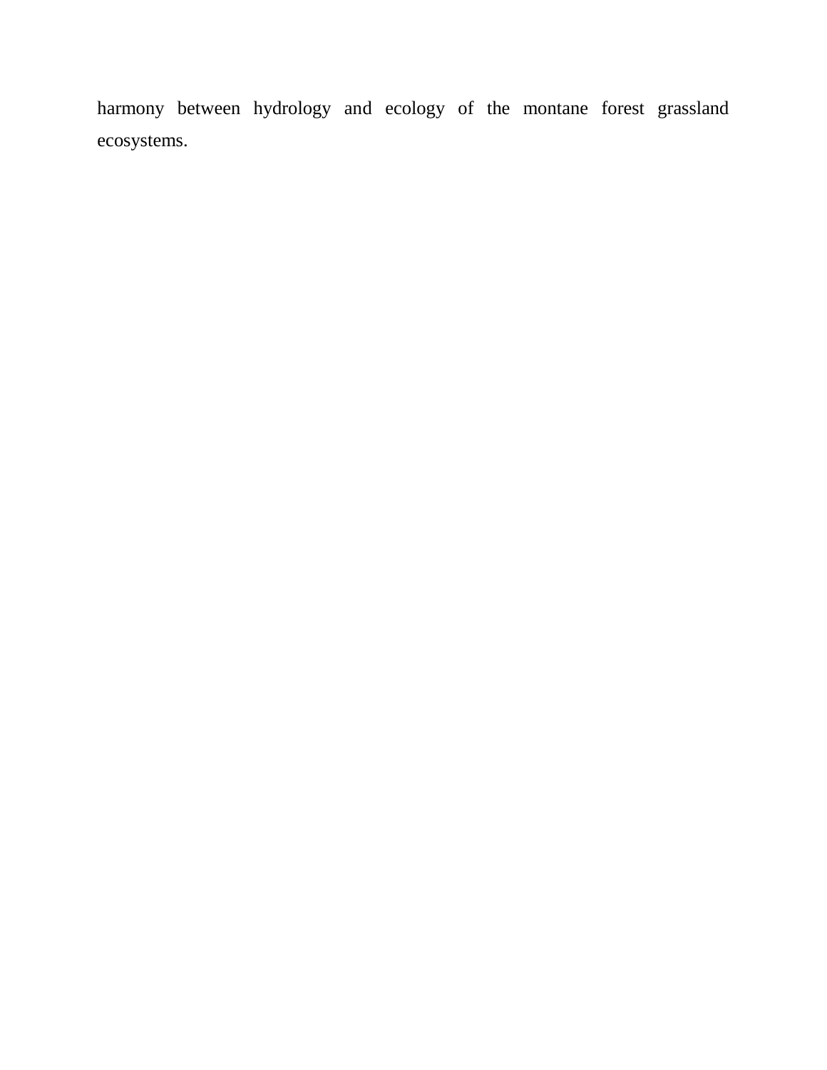harmony between hydrology and ecology of the montane forest grassland ecosystems.